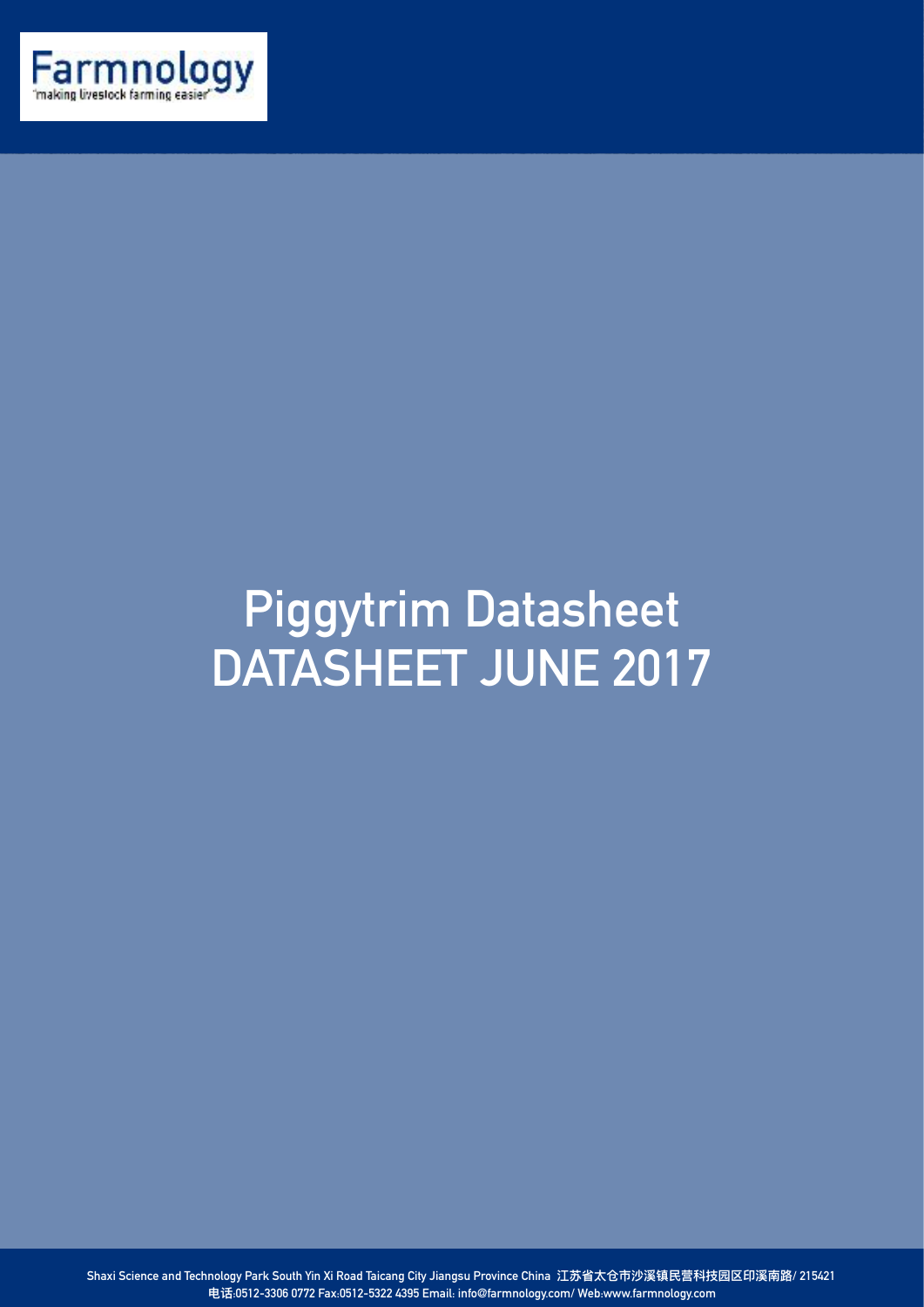Farmnology
'making livestock farming easier'

# Piggytrim Datasheet
# DATASHEET JUNE 2017

Shaxi Science and Technology Park South Yin Xi Road Taicang City Jiangsu Province China 江苏省太仓市沙溪镇民营科技园区印溪南路/ 215421
电话:0512-3306 0772 Fax:0512-5322 4395 Email: info@farmnology.com/ Web:www.farmnology.com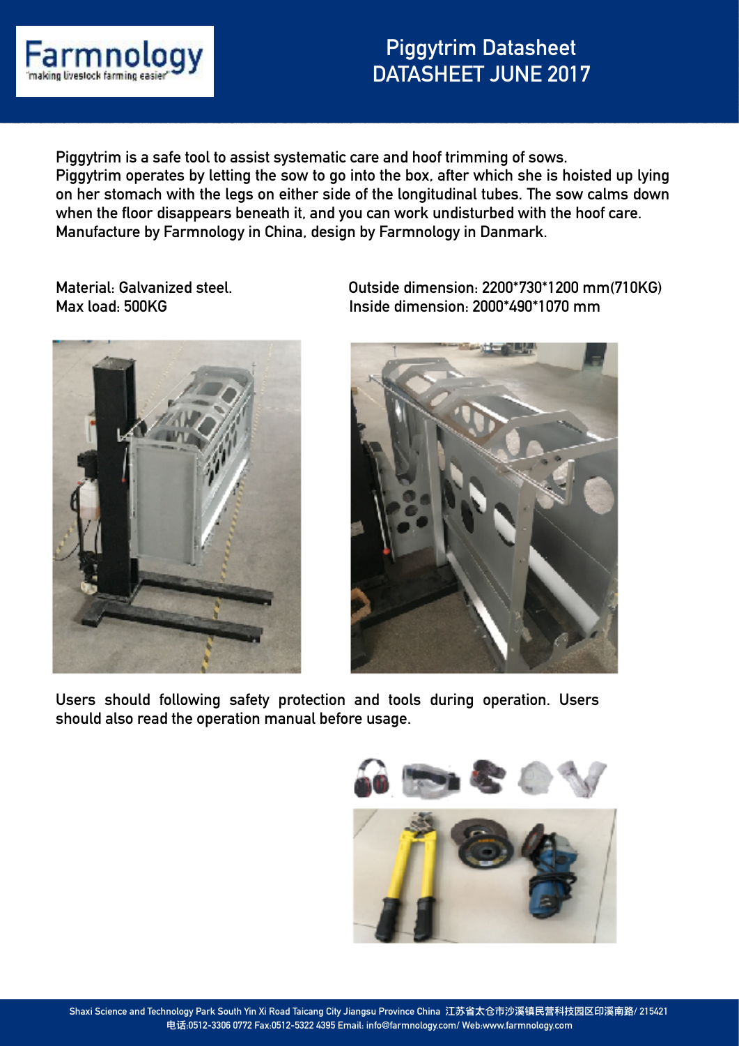# Piggytrim Datasheet
# DATASHEET JUNE 2017

Piggytrim is a safe tool to assist systematic care and hoof trimming of sows.
Piggytrim operates by letting the sow to go into the box, after which she is hoisted up lying on her stomach with the legs on either side of the longitudinal tubes. The sow calms down when the floor disappears beneath it, and you can work undisturbed with the hoof care.
Manufacture by Farmnology in China, design by Farmnology in Danmark.

Material: Galvanized steel.
Max load: 500KG

Outside dimension: 2200*730*1200 mm(710KG)
Inside dimension: 2000*490*1070 mm

Users should following safety protection and tools during operation. Users should also read the operation manual before usage.

Shaxi Science and Technology Park South Yin Xi Road Taicang City Jiangsu Province China 江苏省太仓市沙溪镇民营科技园区印溪南路/ 215421
电话:0512-3306 0772 Fax:0512-5322 4395 Email: info@farmnology.com/ Web:www.farmnology.com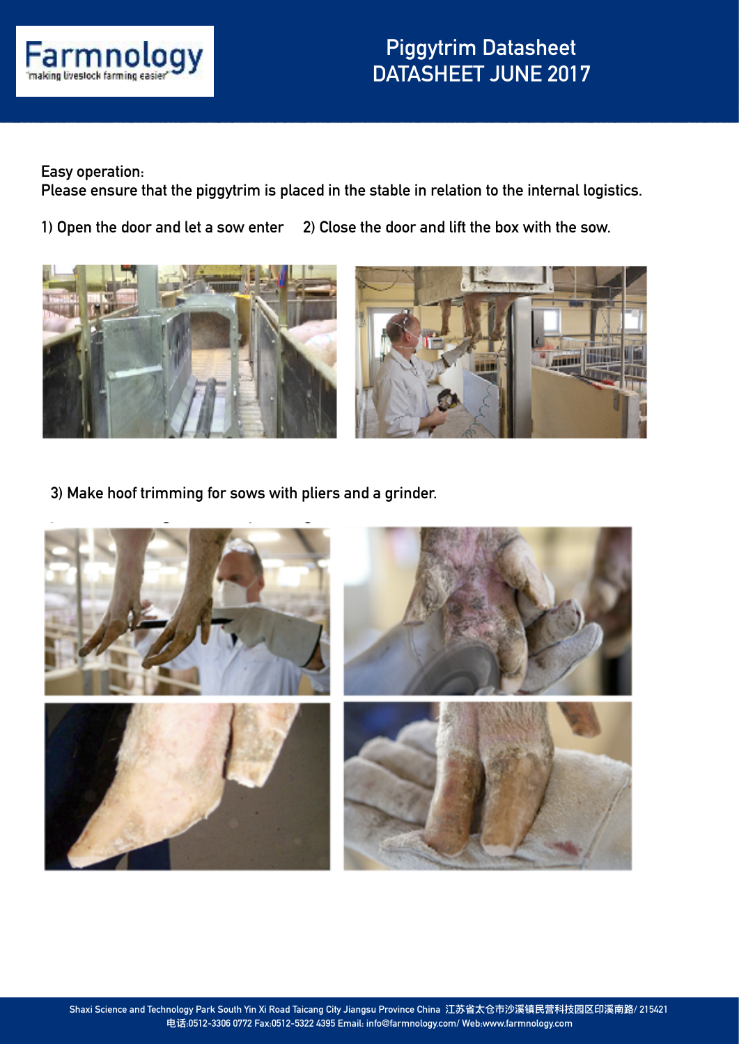Easy operation:

Please ensure that the piggytrim is placed in the stable in relation to the internal logistics.

1) Open the door and let a sow enter

2) Close the door and lift the box with the sow.

3) Make hoof trimming for sows with pliers and a grinder.